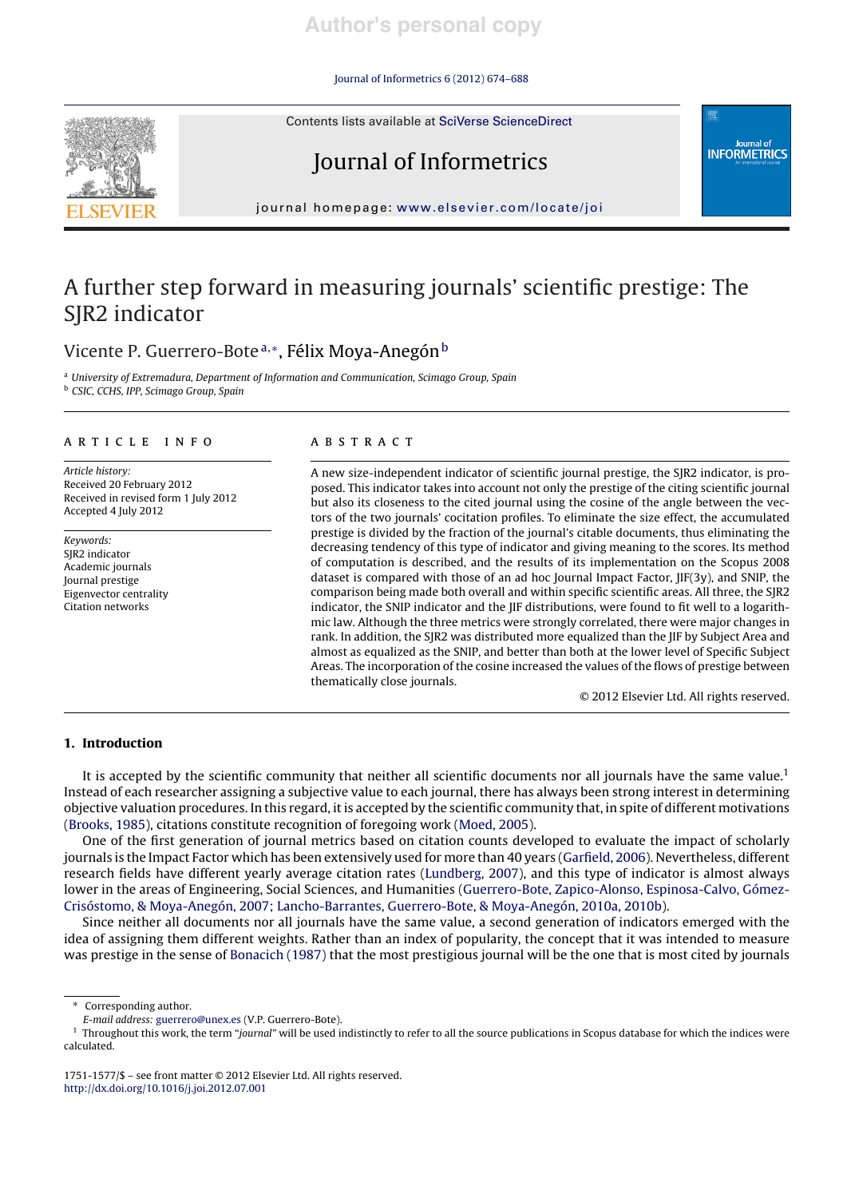# A further step forward in measuring journals' scientific prestige: The SJR2 indicator

Vicente P. Guerrero-Bote[a,*], Félix Moya-Anegón[b]

[a] University of Extremadura, Department of Information and Communication, Scimago Group, Spain
[b] CSIC, CCHS, IPP, Scimago Group, Spain

## ARTICLE INFO

*Article history:*
Received 20 February 2012
Received in revised form 1 July 2012
Accepted 4 July 2012

*Keywords:*
SJR2 indicator
Academic journals
Journal prestige
Eigenvector centrality
Citation networks

## ABSTRACT

A new size-independent indicator of scientific journal prestige, the SJR2 indicator, is proposed. This indicator takes into account not only the prestige of the citing scientific journal but also its closeness to the cited journal using the cosine of the angle between the vectors of the two journals' cocitation profiles. To eliminate the size effect, the accumulated prestige is divided by the fraction of the journal's citable documents, thus eliminating the decreasing tendency of this type of indicator and giving meaning to the scores. Its method of computation is described, and the results of its implementation on the Scopus 2008 dataset is compared with those of an ad hoc Journal Impact Factor, JIF(3y), and SNIP, the comparison being made both overall and within specific scientific areas. All three, the SJR2 indicator, the SNIP indicator and the JIF distributions, were found to fit well to a logarithmic law. Although the three metrics were strongly correlated, there were major changes in rank. In addition, the SJR2 was distributed more equalized than the JIF by Subject Area and almost as equalized as the SNIP, and better than both at the lower level of Specific Subject Areas. The incorporation of the cosine increased the values of the flows of prestige between thematically close journals.

© 2012 Elsevier Ltd. All rights reserved.

## 1. Introduction

It is accepted by the scientific community that neither all scientific documents nor all journals have the same value.[1] Instead of each researcher assigning a subjective value to each journal, there has always been strong interest in determining objective valuation procedures. In this regard, it is accepted by the scientific community that, in spite of different motivations (Brooks, 1985), citations constitute recognition of foregoing work (Moed, 2005).

One of the first generation of journal metrics based on citation counts developed to evaluate the impact of scholarly journals is the Impact Factor which has been extensively used for more than 40 years (Garfield, 2006). Nevertheless, different research fields have different yearly average citation rates (Lundberg, 2007), and this type of indicator is almost always lower in the areas of Engineering, Social Sciences, and Humanities (Guerrero-Bote, Zapico-Alonso, Espinosa-Calvo, Gómez-Crisóstomo, & Moya-Anegón, 2007; Lancho-Barrantes, Guerrero-Bote, & Moya-Anegón, 2010a, 2010b).

Since neither all documents nor all journals have the same value, a second generation of indicators emerged with the idea of assigning them different weights. Rather than an index of popularity, the concept that it was intended to measure was prestige in the sense of Bonacich (1987) that the most prestigious journal will be the one that is most cited by journals

\* Corresponding author.
*E-mail address:* guerrero@unex.es (V.P. Guerrero-Bote).

[1] Throughout this work, the term "*journal*" will be used indistinctly to refer to all the source publications in Scopus database for which the indices were calculated.

1751-1577/$ – see front matter © 2012 Elsevier Ltd. All rights reserved.
http://dx.doi.org/10.1016/j.joi.2012.07.001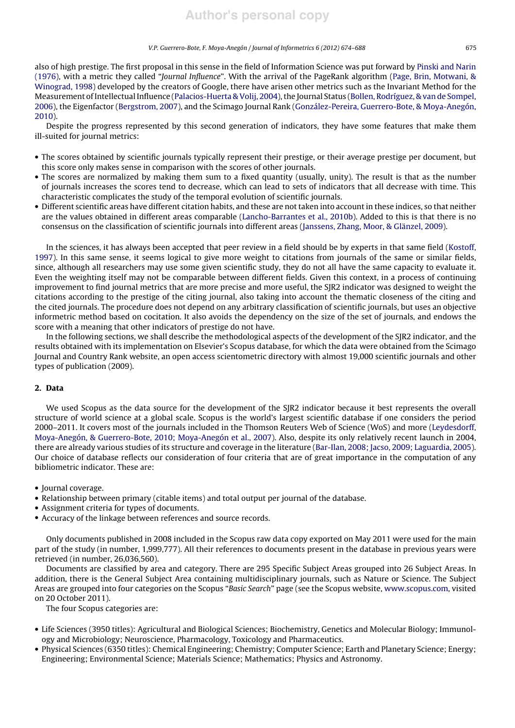also of high prestige. The first proposal in this sense in the field of Information Science was put forward by Pinski and Narin (1976), with a metric they called "*Journal Influence*". With the arrival of the PageRank algorithm (Page, Brin, Motwani, & Winograd, 1998) developed by the creators of Google, there have arisen other metrics such as the Invariant Method for the Measurement of Intellectual Influence (Palacios-Huerta & Volij, 2004), the Journal Status (Bollen, Rodríguez, & van de Sompel, 2006), the Eigenfactor (Bergstrom, 2007), and the Scimago Journal Rank (González-Pereira, Guerrero-Bote, & Moya-Anegón, 2010).

Despite the progress represented by this second generation of indicators, they have some features that make them ill-suited for journal metrics:

- The scores obtained by scientific journals typically represent their prestige, or their average prestige per document, but this score only makes sense in comparison with the scores of other journals.
- The scores are normalized by making them sum to a fixed quantity (usually, unity). The result is that as the number of journals increases the scores tend to decrease, which can lead to sets of indicators that all decrease with time. This characteristic complicates the study of the temporal evolution of scientific journals.
- Different scientific areas have different citation habits, and these are not taken into account in these indices, so that neither are the values obtained in different areas comparable (Lancho-Barrantes et al., 2010b). Added to this is that there is no consensus on the classification of scientific journals into different areas (Janssens, Zhang, Moor, & Glänzel, 2009).

In the sciences, it has always been accepted that peer review in a field should be by experts in that same field (Kostoff, 1997). In this same sense, it seems logical to give more weight to citations from journals of the same or similar fields, since, although all researchers may use some given scientific study, they do not all have the same capacity to evaluate it. Even the weighting itself may not be comparable between different fields. Given this context, in a process of continuing improvement to find journal metrics that are more precise and more useful, the SJR2 indicator was designed to weight the citations according to the prestige of the citing journal, also taking into account the thematic closeness of the citing and the cited journals. The procedure does not depend on any arbitrary classification of scientific journals, but uses an objective informetric method based on cocitation. It also avoids the dependency on the size of the set of journals, and endows the score with a meaning that other indicators of prestige do not have.

In the following sections, we shall describe the methodological aspects of the development of the SJR2 indicator, and the results obtained with its implementation on Elsevier's Scopus database, for which the data were obtained from the Scimago Journal and Country Rank website, an open access scientometric directory with almost 19,000 scientific journals and other types of publication (2009).

## 2. Data

We used Scopus as the data source for the development of the SJR2 indicator because it best represents the overall structure of world science at a global scale. Scopus is the world's largest scientific database if one considers the period 2000–2011. It covers most of the journals included in the Thomson Reuters Web of Science (WoS) and more (Leydesdorff, Moya-Anegón, & Guerrero-Bote, 2010; Moya-Anegón et al., 2007). Also, despite its only relatively recent launch in 2004, there are already various studies of its structure and coverage in the literature (Bar-Ilan, 2008; Jacso, 2009; Laguardia, 2005). Our choice of database reflects our consideration of four criteria that are of great importance in the computation of any bibliometric indicator. These are:

- Journal coverage.
- Relationship between primary (citable items) and total output per journal of the database.
- Assignment criteria for types of documents.
- Accuracy of the linkage between references and source records.

Only documents published in 2008 included in the Scopus raw data copy exported on May 2011 were used for the main part of the study (in number, 1,999,777). All their references to documents present in the database in previous years were retrieved (in number, 26,036,560).

Documents are classified by area and category. There are 295 Specific Subject Areas grouped into 26 Subject Areas. In addition, there is the General Subject Area containing multidisciplinary journals, such as Nature or Science. The Subject Areas are grouped into four categories on the Scopus "*Basic Search*" page (see the Scopus website, www.scopus.com, visited on 20 October 2011).

The four Scopus categories are:

- Life Sciences (3950 titles): Agricultural and Biological Sciences; Biochemistry, Genetics and Molecular Biology; Immunology and Microbiology; Neuroscience, Pharmacology, Toxicology and Pharmaceutics.
- Physical Sciences (6350 titles): Chemical Engineering; Chemistry; Computer Science; Earth and Planetary Science; Energy; Engineering; Environmental Science; Materials Science; Mathematics; Physics and Astronomy.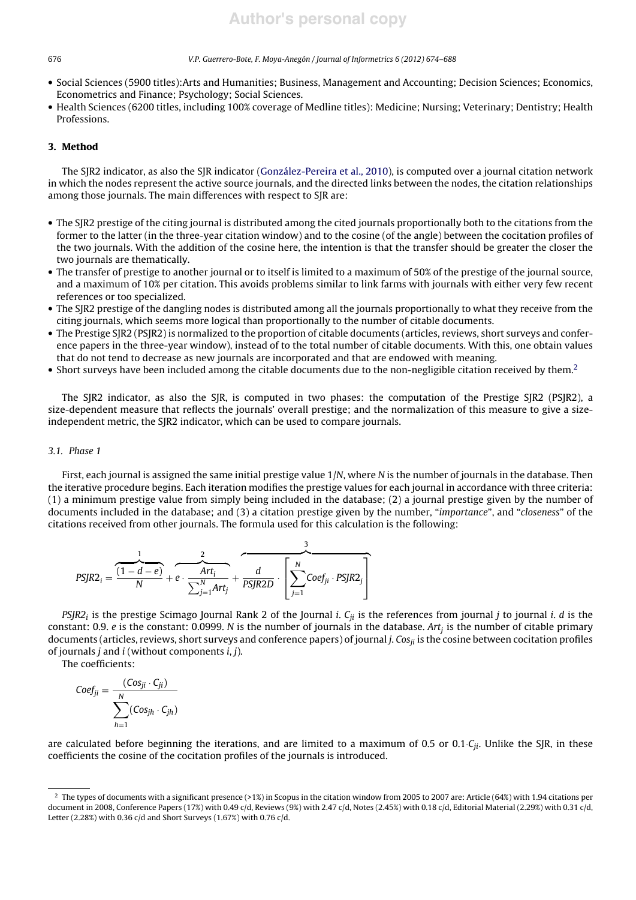- Social Sciences (5900 titles):Arts and Humanities; Business, Management and Accounting; Decision Sciences; Economics, Econometrics and Finance; Psychology; Social Sciences.
- Health Sciences (6200 titles, including 100% coverage of Medline titles): Medicine; Nursing; Veterinary; Dentistry; Health Professions.

## 3. Method

The SJR2 indicator, as also the SJR indicator (González-Pereira et al., 2010), is computed over a journal citation network in which the nodes represent the active source journals, and the directed links between the nodes, the citation relationships among those journals. The main differences with respect to SJR are:

- The SJR2 prestige of the citing journal is distributed among the cited journals proportionally both to the citations from the former to the latter (in the three-year citation window) and to the cosine (of the angle) between the cocitation profiles of the two journals. With the addition of the cosine here, the intention is that the transfer should be greater the closer the two journals are thematically.
- The transfer of prestige to another journal or to itself is limited to a maximum of 50% of the prestige of the journal source, and a maximum of 10% per citation. This avoids problems similar to link farms with journals with either very few recent references or too specialized.
- The SJR2 prestige of the dangling nodes is distributed among all the journals proportionally to what they receive from the citing journals, which seems more logical than proportionally to the number of citable documents.
- The Prestige SJR2 (PSJR2) is normalized to the proportion of citable documents (articles, reviews, short surveys and conference papers in the three-year window), instead of to the total number of citable documents. With this, one obtain values that do not tend to decrease as new journals are incorporated and that are endowed with meaning.
- Short surveys have been included among the citable documents due to the non-negligible citation received by them.[2]

The SJR2 indicator, as also the SJR, is computed in two phases: the computation of the Prestige SJR2 (PSJR2), a size-dependent measure that reflects the journals' overall prestige; and the normalization of this measure to give a size-independent metric, the SJR2 indicator, which can be used to compare journals.

### 3.1. Phase 1

First, each journal is assigned the same initial prestige value $1/N$, where $N$ is the number of journals in the database. Then the iterative procedure begins. Each iteration modifies the prestige values for each journal in accordance with three criteria: (1) a minimum prestige value from simply being included in the database; (2) a journal prestige given by the number of documents included in the database; and (3) a citation prestige given by the number, "*importance*", and "*closeness*" of the citations received from other journals. The formula used for this calculation is the following:

$$PSJR2_i = \overbrace{\frac{(1-d-e)}{N}}^{1} + \overbrace{e \cdot \frac{Art_i}{\sum_{j=1}^{N} Art_j}}^{2} + \overbrace{\frac{d}{PSJR2D} \cdot \left[\sum_{j=1}^{N} Coef_{ji} \cdot PSJR2_j\right]}^{3}$$

$PSJR2_i$ is the prestige Scimago Journal Rank 2 of the Journal $i$. $C_{ji}$ is the references from journal $j$ to journal $i$. $d$ is the constant: 0.9. $e$ is the constant: 0.0999. $N$ is the number of journals in the database. $Art_j$ is the number of citable primary documents (articles, reviews, short surveys and conference papers) of journal $j$. $Cos_{ji}$ is the cosine between cocitation profiles of journals $j$ and $i$ (without components $i$, $j$).

The coefficients:

$$Coef_{ji} = \frac{(Cos_{ji} \cdot C_{ji})}{\sum_{h=1}^{N} (Cos_{jh} \cdot C_{jh})}$$

are calculated before beginning the iterations, and are limited to a maximum of 0.5 or $0.1 \cdot C_{ji}$. Unlike the SJR, in these coefficients the cosine of the cocitation profiles of the journals is introduced.

[2] The types of documents with a significant presence (>1%) in Scopus in the citation window from 2005 to 2007 are: Article (64%) with 1.94 citations per document in 2008, Conference Papers (17%) with 0.49 c/d, Reviews (9%) with 2.47 c/d, Notes (2.45%) with 0.18 c/d, Editorial Material (2.29%) with 0.31 c/d, Letter (2.28%) with 0.36 c/d and Short Surveys (1.67%) with 0.76 c/d.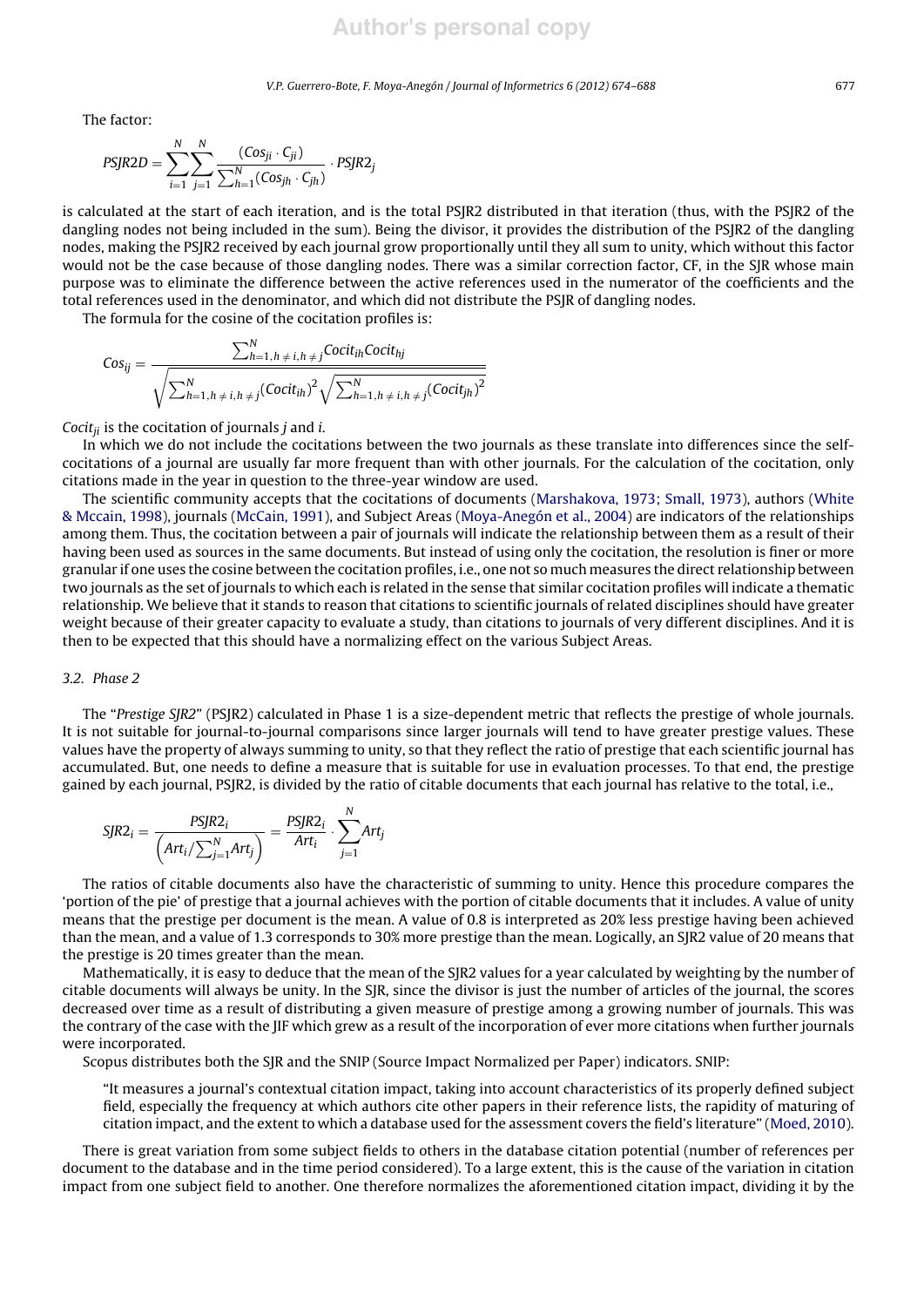The factor:

$$PSJR2D = \sum_{i=1}^{N}\sum_{j=1}^{N} \frac{(Cos_{ji} \cdot C_{ji})}{\sum_{h=1}^{N}(Cos_{jh} \cdot C_{jh})} \cdot PSJR2_j$$

is calculated at the start of each iteration, and is the total PSJR2 distributed in that iteration (thus, with the PSJR2 of the dangling nodes not being included in the sum). Being the divisor, it provides the distribution of the PSJR2 of the dangling nodes, making the PSJR2 received by each journal grow proportionally until they all sum to unity, which without this factor would not be the case because of those dangling nodes. There was a similar correction factor, CF, in the SJR whose main purpose was to eliminate the difference between the active references used in the numerator of the coefficients and the total references used in the denominator, and which did not distribute the PSJR of dangling nodes.

The formula for the cosine of the cocitation profiles is:

$$Cos_{ij} = \frac{\sum_{h=1, h \neq i, h \neq j}^{N} Cocit_{ih} Cocit_{hj}}{\sqrt{\sum_{h=1, h \neq i, h \neq j}^{N} (Cocit_{ih})^2}\sqrt{\sum_{h=1, h \neq i, h \neq j}^{N} (Cocit_{jh})^2}}$$

$Cocit_{ji}$ is the cocitation of journals $j$ and $i$.

In which we do not include the cocitations between the two journals as these translate into differences since the self-cocitations of a journal are usually far more frequent than with other journals. For the calculation of the cocitation, only citations made in the year in question to the three-year window are used.

The scientific community accepts that the cocitations of documents (Marshakova, 1973; Small, 1973), authors (White & Mccain, 1998), journals (McCain, 1991), and Subject Areas (Moya-Anegón et al., 2004) are indicators of the relationships among them. Thus, the cocitation between a pair of journals will indicate the relationship between them as a result of their having been used as sources in the same documents. But instead of using only the cocitation, the resolution is finer or more granular if one uses the cosine between the cocitation profiles, i.e., one not so much measures the direct relationship between two journals as the set of journals to which each is related in the sense that similar cocitation profiles will indicate a thematic relationship. We believe that it stands to reason that citations to scientific journals of related disciplines should have greater weight because of their greater capacity to evaluate a study, than citations to journals of very different disciplines. And it is then to be expected that this should have a normalizing effect on the various Subject Areas.

### 3.2. Phase 2

The "*Prestige SJR2*" (PSJR2) calculated in Phase 1 is a size-dependent metric that reflects the prestige of whole journals. It is not suitable for journal-to-journal comparisons since larger journals will tend to have greater prestige values. These values have the property of always summing to unity, so that they reflect the ratio of prestige that each scientific journal has accumulated. But, one needs to define a measure that is suitable for use in evaluation processes. To that end, the prestige gained by each journal, PSJR2, is divided by the ratio of citable documents that each journal has relative to the total, i.e.,

$$SJR2_i = \frac{PSJR2_i}{\left(Art_i / \sum_{j=1}^{N} Art_j\right)} = \frac{PSJR2_i}{Art_i} \cdot \sum_{j=1}^{N} Art_j$$

The ratios of citable documents also have the characteristic of summing to unity. Hence this procedure compares the 'portion of the pie' of prestige that a journal achieves with the portion of citable documents that it includes. A value of unity means that the prestige per document is the mean. A value of 0.8 is interpreted as 20% less prestige having been achieved than the mean, and a value of 1.3 corresponds to 30% more prestige than the mean. Logically, an SJR2 value of 20 means that the prestige is 20 times greater than the mean.

Mathematically, it is easy to deduce that the mean of the SJR2 values for a year calculated by weighting by the number of citable documents will always be unity. In the SJR, since the divisor is just the number of articles of the journal, the scores decreased over time as a result of distributing a given measure of prestige among a growing number of journals. This was the contrary of the case with the JIF which grew as a result of the incorporation of ever more citations when further journals were incorporated.

Scopus distributes both the SJR and the SNIP (Source Impact Normalized per Paper) indicators. SNIP:

> "It measures a journal's contextual citation impact, taking into account characteristics of its properly defined subject field, especially the frequency at which authors cite other papers in their reference lists, the rapidity of maturing of citation impact, and the extent to which a database used for the assessment covers the field's literature" (Moed, 2010).

There is great variation from some subject fields to others in the database citation potential (number of references per document to the database and in the time period considered). To a large extent, this is the cause of the variation in citation impact from one subject field to another. One therefore normalizes the aforementioned citation impact, dividing it by the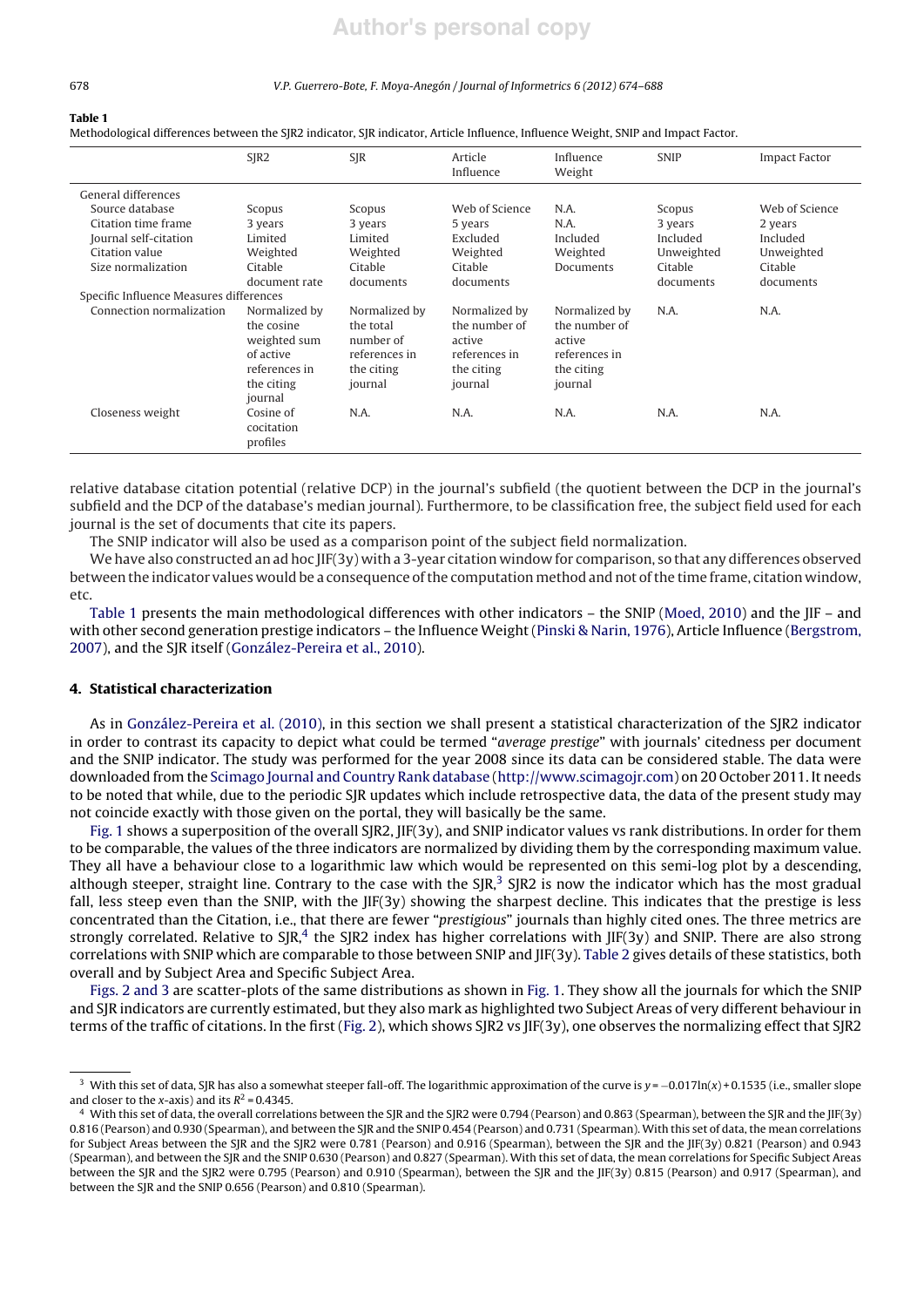**Table 1**
Methodological differences between the SJR2 indicator, SJR indicator, Article Influence, Influence Weight, SNIP and Impact Factor.

| | SJR2 | SJR | Article Influence | Influence Weight | SNIP | Impact Factor |
|---|---|---|---|---|---|---|
| General differences | | | | | | |
| Source database | Scopus | Scopus | Web of Science | N.A. | Scopus | Web of Science |
| Citation time frame | 3 years | 3 years | 5 years | N.A. | 3 years | 2 years |
| Journal self-citation | Limited | Limited | Excluded | Included | Included | Included |
| Citation value | Weighted | Weighted | Weighted | Weighted | Unweighted | Unweighted |
| Size normalization | Citable document rate | Citable documents | Citable documents | Documents | Citable documents | Citable documents |
| Specific Influence Measures differences | | | | | | |
| Connection normalization | Normalized by the cosine weighted sum of active references in the citing journal | Normalized by the total number of references in the citing journal | Normalized by the number of active references in the citing journal | Normalized by the number of active references in the citing journal | N.A. | N.A. |
| Closeness weight | Cosine of cocitation profiles | N.A. | N.A. | N.A. | N.A. | N.A. |

relative database citation potential (relative DCP) in the journal's subfield (the quotient between the DCP in the journal's subfield and the DCP of the database's median journal). Furthermore, to be classification free, the subject field used for each journal is the set of documents that cite its papers.

The SJR indicator will also be used as a comparison point of the subject field normalization.

We have also constructed an ad hoc JIF(3y) with a 3-year citation window for comparison, so that any differences observed between the indicator values would be a consequence of the computation method and not of the time frame, citation window, etc.

Table 1 presents the main methodological differences with other indicators – the SNIP (Moed, 2010) and the JIF – and with other second generation prestige indicators – the Influence Weight (Pinski & Narin, 1976), Article Influence (Bergstrom, 2007), and the SJR itself (González-Pereira et al., 2010).

## 4. Statistical characterization

As in González-Pereira et al. (2010), in this section we shall present a statistical characterization of the SJR2 indicator in order to contrast its capacity to depict what could be termed "*average prestige*" with journals' citedness per document and the SNIP indicator. The study was performed for the year 2008 since its data can be considered stable. The data were downloaded from the Scimago Journal and Country Rank database (http://www.scimagojr.com) on 20 October 2011. It needs to be noted that while, due to the periodic SJR updates which include retrospective data, the data of the present study may not coincide exactly with those given on the portal, they will basically be the same.

Fig. 1 shows a superposition of the overall SJR2, JIF(3y), and SNIP indicator values vs rank distributions. In order for them to be comparable, the values of the three indicators are normalized by dividing them by the corresponding maximum value. They all have a behaviour close to a logarithmic law which would be represented on this semi-log plot by a descending, although steeper, straight line. Contrary to the case with the SJR,[3] SJR2 is now the indicator which has the most gradual fall, less steep even than the SNIP, with the JIF(3y) showing the sharpest decline. This indicates that the prestige is less concentrated than the Citation, i.e., that there are fewer "*prestigious*" journals than highly cited ones. The three metrics are strongly correlated. Relative to SJR,[4] the SJR2 index has higher correlations with JIF(3y) and SNIP. There are also strong correlations with SNIP which are comparable to those between SNIP and JIF(3y). Table 2 gives details of these statistics, both overall and by Subject Area and Specific Subject Area.

Figs. 2 and 3 are scatter-plots of the same distributions as shown in Fig. 1. They show all the journals for which the SNIP and SJR indicators are currently estimated, but they also mark as highlighted two Subject Areas of very different behaviour in terms of the traffic of citations. In the first (Fig. 2), which shows SJR2 vs JIF(3y), one observes the normalizing effect that SJR2

---

[3] With this set of data, SJR has also a somewhat steeper fall-off. The logarithmic approximation of the curve is $y = -0.017\ln(x) + 0.1535$ (i.e., smaller slope and closer to the $x$-axis) and its $R^2 = 0.4345$.

[4] With this set of data, the overall correlations between the SJR and the SJR2 were 0.794 (Pearson) and 0.863 (Spearman), between the SJR and the JIF(3y) 0.816 (Pearson) and 0.930 (Spearman), and between the SJR and the SNIP 0.454 (Pearson) and 0.731 (Spearman). With this set of data, the mean correlations for Subject Areas between the SJR and the SJR2 were 0.781 (Pearson) and 0.916 (Spearman), between the SJR and the JIF(3y) 0.821 (Pearson) and 0.943 (Spearman), and between the SJR and the SNIP 0.630 (Pearson) and 0.827 (Spearman). With this set of data, the mean correlations for Specific Subject Areas between the SJR and the SJR2 were 0.795 (Pearson) and 0.910 (Spearman), between the SJR and the JIF(3y) 0.815 (Pearson) and 0.917 (Spearman), and between the SJR and the SNIP 0.656 (Pearson) and 0.810 (Spearman).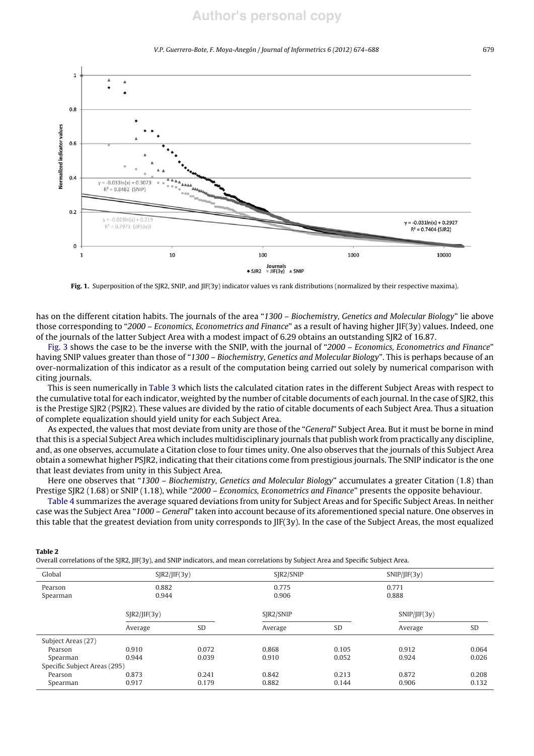Author's personal copy

1

0.8

0.6

0.4

0.2

0

Normalized indicator values

1 10 100 1000 10000

Journals

◆ SJR2 ■ JIF(3y) ▲ SNIP

y = -0.033ln(x) + 0.3073
R² = 0.8482 (SNIP)

y = -0.023ln(x) + 0.219
R² = 0.7973 (JIF(3y))

y = -0.031ln(x) + 0.2927
R² = 0.7404 (SJR2)

**Fig. 1.** Superposition of the SJR2, SNIP, and JIF(3y) indicator values vs rank distributions (normalized by their respective maxima).

has on the different citation habits. The journals of the area "*1300 – Biochemistry, Genetics and Molecular Biology*" lie above those corresponding to "*2000 – Economics, Econometrics and Finance*" as a result of having higher JIF(3y) values. Indeed, one of the journals of the latter Subject Area with a modest impact of 6.29 obtains an outstanding SJR2 of 16.87.

Fig. 3 shows the case to be the inverse with the SNIP, with the journal of "*2000 – Economics, Econometrics and Finance*" having SNIP values greater than those of "*1300 – Biochemistry, Genetics and Molecular Biology*". This is perhaps because of an over-normalization of this indicator as a result of the computation being carried out solely by numerical comparison with citing journals.

This is seen numerically in Table 3 which lists the calculated citation rates in the different Subject Areas with respect to the cumulative total for each indicator, weighted by the number of citable documents of each journal. In the case of SJR2, this is the Prestige SJR2 (PSJR2). These values are divided by the ratio of citable documents of each Subject Area. Thus a situation of complete equalization should yield unity for each Subject Area.

As expected, the values that most deviate from unity are those of the "*General*" Subject Area. But it must be borne in mind that this is a special Subject Area which includes multidisciplinary journals that publish work from practically any discipline, and, as one observes, accumulate a Citation close to four times unity. One also observes that the journals of this Subject Area obtain a somewhat higher PSJR2, indicating that their citations come from prestigious journals. The SNIP indicator is the one that least deviates from unity in this Subject Area.

Here one observes that "*1300 – Biochemistry, Genetics and Molecular Biology*" accumulates a greater Citation (1.8) than Prestige SJR2 (1.68) or SNIP (1.18), while "*2000 – Economics, Econometrics and Finance*" presents the opposite behaviour.

Table 4 summarizes the average squared deviations from unity for Subject Areas and for Specific Subject Areas. In neither case was the Subject Area "*1000 – General*" taken into account because of its aforementioned special nature. One observes in this table that the greatest deviation from unity corresponds to JIF(3y). In the case of the Subject Areas, the most equalized

**Table 2**
Overall correlations of the SJR2, JIF(3y), and SNIP indicators, and mean correlations by Subject Area and Specific Subject Area.

| Global | SJR2/JIF(3y) | | SJR2/SNIP | | SNIP/JIF(3y) | |
|---|---|---|---|---|---|---|
| Pearson | 0.882 | | 0.775 | | 0.771 | |
| Spearman | 0.944 | | 0.906 | | 0.888 | |
| | SJR2/JIF(3y) | | SJR2/SNIP | | SNIP/JIF(3y) | |
| | Average | SD | Average | SD | Average | SD |
| Subject Areas (27) | | | | | | |
| Pearson | 0.910 | 0.072 | 0.868 | 0.105 | 0.912 | 0.064 |
| Spearman | 0.944 | 0.039 | 0.910 | 0.052 | 0.924 | 0.026 |
| Specific Subject Areas (295) | | | | | | |
| Pearson | 0.873 | 0.241 | 0.842 | 0.213 | 0.872 | 0.208 |
| Spearman | 0.917 | 0.179 | 0.882 | 0.144 | 0.906 | 0.132 |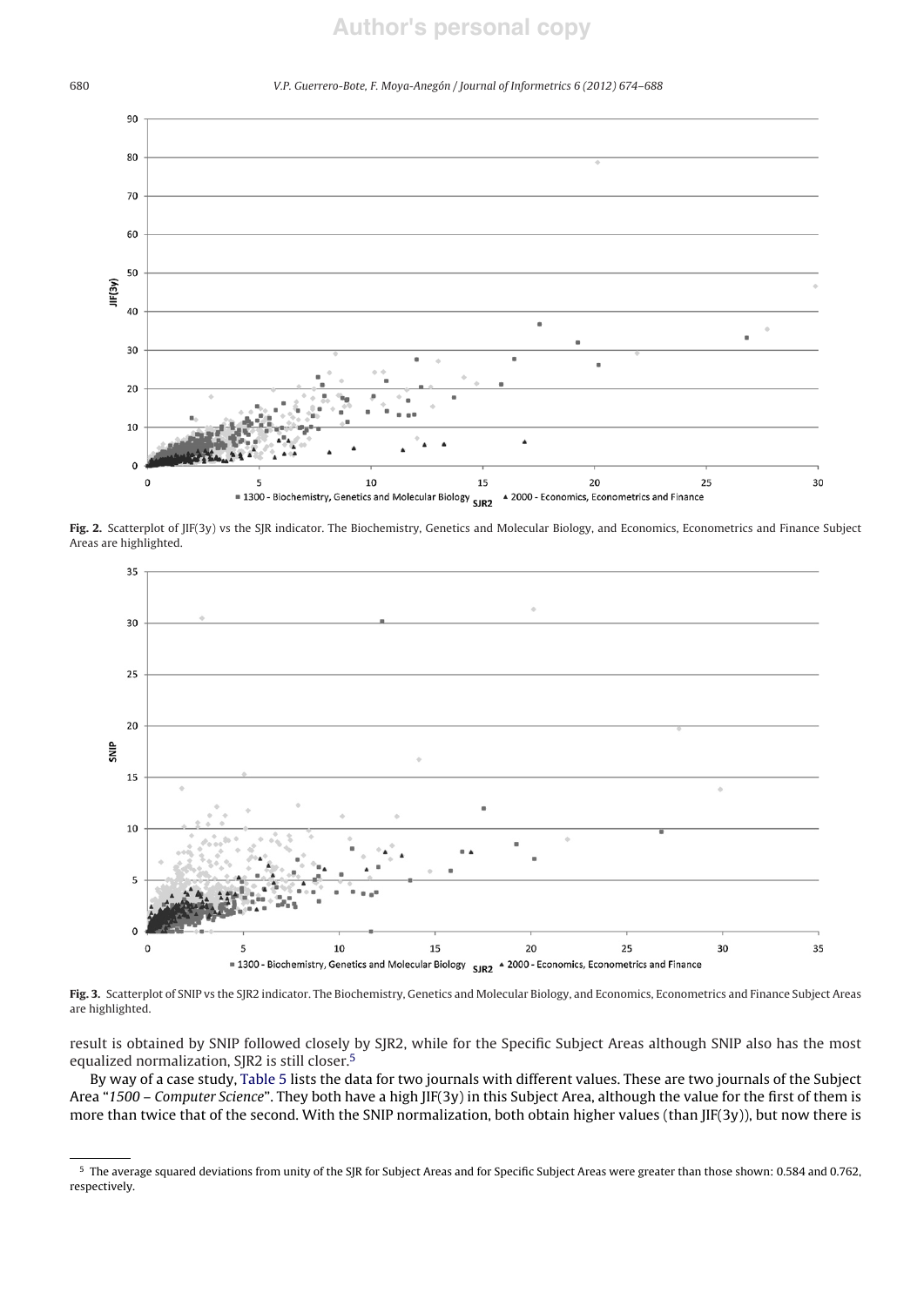JIF(3y)

90
80
70
60
50
40
30
20
10
0

0 5 10 15 20 25 30

SJR2

■ 1300 - Biochemistry, Genetics and Molecular Biology ▲ 2000 - Economics, Econometrics and Finance

**Fig. 2.** Scatterplot of JIF(3y) vs the SJR indicator. The Biochemistry, Genetics and Molecular Biology, and Economics, Econometrics and Finance Subject Areas are highlighted.

SNIP

35
30
25
20
15
10
5
0

0 5 10 15 20 25 30 35

SJR2

■ 1300 - Biochemistry, Genetics and Molecular Biology ▲ 2000 - Economics, Econometrics and Finance

**Fig. 3.** Scatterplot of SNIP vs the SJR2 indicator. The Biochemistry, Genetics and Molecular Biology, and Economics, Econometrics and Finance Subject Areas are highlighted.

result is obtained by SNIP followed closely by SJR2, while for the Specific Subject Areas although SNIP also has the most equalized normalization, SJR2 is still closer.[5]

By way of a case study, Table 5 lists the data for two journals with different values. These are two journals of the Subject Area "*1500 – Computer Science*". They both have a high JIF(3y) in this Subject Area, although the value for the first of them is more than twice that of the second. With the SNIP normalization, both obtain higher values (than JIF(3y)), but now there is

[5] The average squared deviations from unity of the SJR for Subject Areas and for Specific Subject Areas were greater than those shown: 0.584 and 0.762, respectively.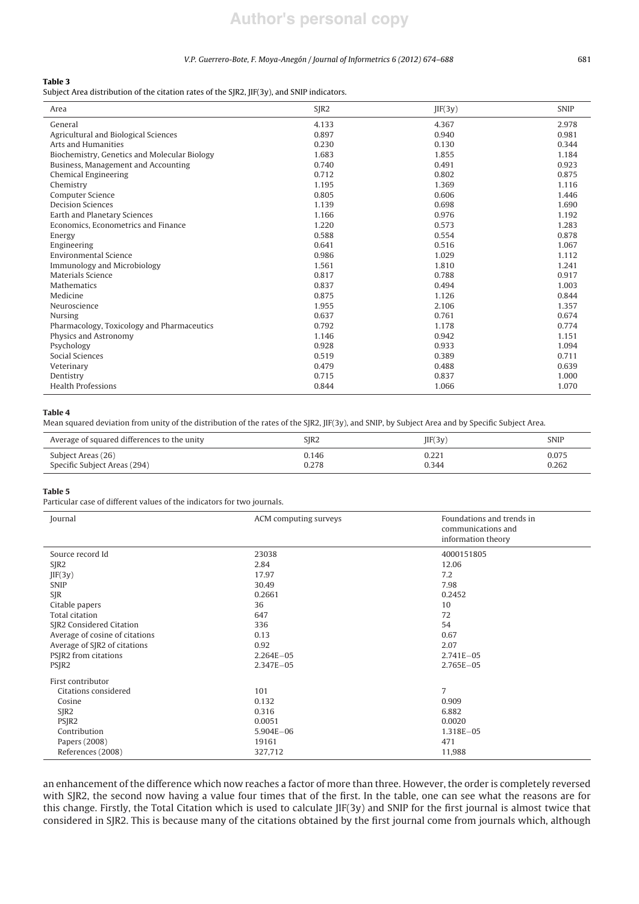**Table 3**

Subject Area distribution of the citation rates of the SJR2, JIF(3y), and SNIP indicators.

| Area | SJR2 | JIF(3y) | SNIP |
|---|---|---|---|
| General | 4.133 | 4.367 | 2.978 |
| Agricultural and Biological Sciences | 0.897 | 0.940 | 0.981 |
| Arts and Humanities | 0.230 | 0.130 | 0.344 |
| Biochemistry, Genetics and Molecular Biology | 1.683 | 1.855 | 1.184 |
| Business, Management and Accounting | 0.740 | 0.491 | 0.923 |
| Chemical Engineering | 0.712 | 0.802 | 0.875 |
| Chemistry | 1.195 | 1.369 | 1.116 |
| Computer Science | 0.805 | 0.606 | 1.446 |
| Decision Sciences | 1.139 | 0.698 | 1.690 |
| Earth and Planetary Sciences | 1.166 | 0.976 | 1.192 |
| Economics, Econometrics and Finance | 1.220 | 0.573 | 1.283 |
| Energy | 0.588 | 0.554 | 0.878 |
| Engineering | 0.641 | 0.516 | 1.067 |
| Environmental Science | 0.986 | 1.029 | 1.112 |
| Immunology and Microbiology | 1.561 | 1.810 | 1.241 |
| Materials Science | 0.817 | 0.788 | 0.917 |
| Mathematics | 0.837 | 0.494 | 1.003 |
| Medicine | 0.875 | 1.126 | 0.844 |
| Neuroscience | 1.955 | 2.106 | 1.357 |
| Nursing | 0.637 | 0.761 | 0.674 |
| Pharmacology, Toxicology and Pharmaceutics | 0.792 | 1.178 | 0.774 |
| Physics and Astronomy | 1.146 | 0.942 | 1.151 |
| Psychology | 0.928 | 0.933 | 1.094 |
| Social Sciences | 0.519 | 0.389 | 0.711 |
| Veterinary | 0.479 | 0.488 | 0.639 |
| Dentistry | 0.715 | 0.837 | 1.000 |
| Health Professions | 0.844 | 1.066 | 1.070 |

**Table 4**

Mean squared deviation from unity of the distribution of the rates of the SJR2, JIF(3y), and SNIP, by Subject Area and by Specific Subject Area.

| Average of squared differences to the unity | SJR2 | JIF(3y) | SNIP |
|---|---|---|---|
| Subject Areas (26) | 0.146 | 0.221 | 0.075 |
| Specific Subject Areas (294) | 0.278 | 0.344 | 0.262 |

**Table 5**

Particular case of different values of the indicators for two journals.

| Journal | ACM computing surveys | Foundations and trends in communications and information theory |
|---|---|---|
| Source record Id | 23038 | 4000151805 |
| SJR2 | 2.84 | 12.06 |
| JIF(3y) | 17.97 | 7.2 |
| SNIP | 30.49 | 7.98 |
| SJR | 0.2661 | 0.2452 |
| Citable papers | 36 | 10 |
| Total citation | 647 | 72 |
| SJR2 Considered Citation | 336 | 54 |
| Average of cosine of citations | 0.13 | 0.67 |
| Average of SJR2 of citations | 0.92 | 2.07 |
| PSJR2 from citations | 2.264E−05 | 2.741E−05 |
| PSJR2 | 2.347E−05 | 2.765E−05 |
| First contributor | | |
| Citations considered | 101 | 7 |
| Cosine | 0.132 | 0.909 |
| SJR2 | 0.316 | 6.882 |
| PSJR2 | 0.0051 | 0.0020 |
| Contribution | 5.904E−06 | 1.318E−05 |
| Papers (2008) | 19161 | 471 |
| References (2008) | 327,712 | 11,988 |

an enhancement of the difference which now reaches a factor of more than three. However, the order is completely reversed with SJR2, the second now having a value four times that of the first. In the table, one can see what the reasons are for this change. Firstly, the Total Citation which is used to calculate JIF(3y) and SNIP for the first journal is almost twice that considered in SJR2. This is because many of the citations obtained by the first journal come from journals which, although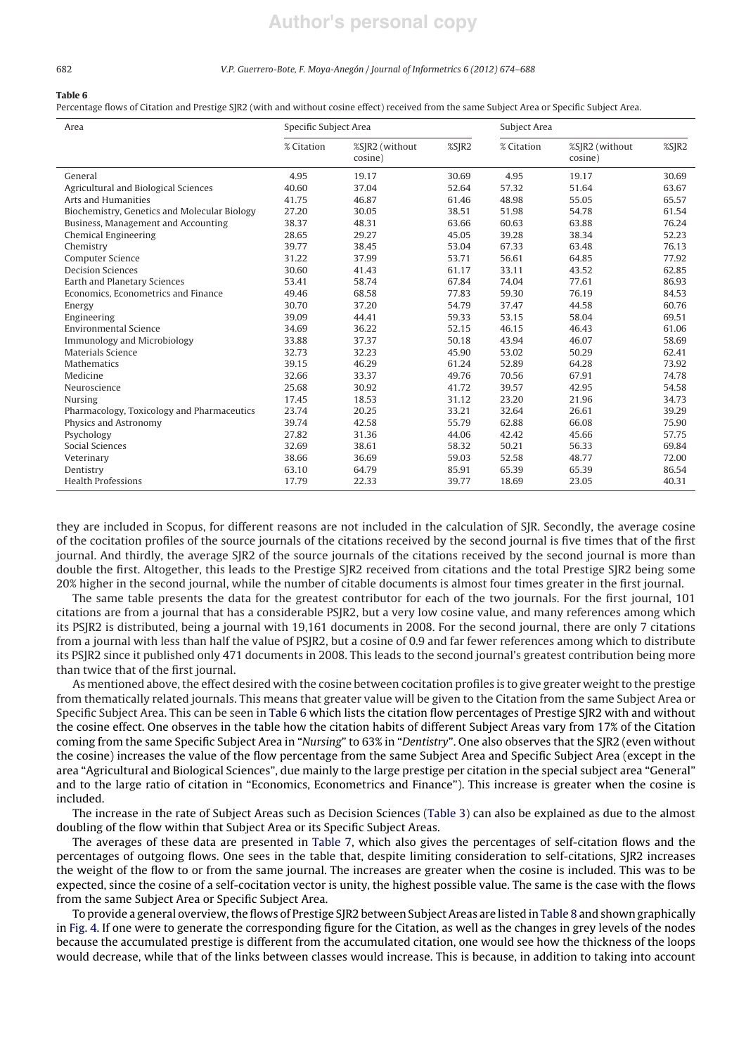**Table 6**

Percentage flows of Citation and Prestige SJR2 (with and without cosine effect) received from the same Subject Area or Specific Subject Area.

| Area | Specific Subject Area | | | Subject Area | | |
|---|---|---|---|---|---|---|
| | % Citation | %SJR2 (without cosine) | %SJR2 | % Citation | %SJR2 (without cosine) | %SJR2 |
| General | 4.95 | 19.17 | 30.69 | 4.95 | 19.17 | 30.69 |
| Agricultural and Biological Sciences | 40.60 | 37.04 | 52.64 | 57.32 | 51.64 | 63.67 |
| Arts and Humanities | 41.75 | 46.87 | 61.46 | 48.98 | 55.05 | 65.57 |
| Biochemistry, Genetics and Molecular Biology | 27.20 | 30.05 | 38.51 | 51.98 | 54.78 | 61.54 |
| Business, Management and Accounting | 38.37 | 48.31 | 63.66 | 60.63 | 63.88 | 76.24 |
| Chemical Engineering | 28.65 | 29.27 | 45.05 | 39.28 | 38.34 | 52.23 |
| Chemistry | 39.77 | 38.45 | 53.04 | 67.33 | 63.48 | 76.13 |
| Computer Science | 31.22 | 37.99 | 53.71 | 56.61 | 64.85 | 77.92 |
| Decision Sciences | 30.60 | 41.43 | 61.17 | 33.11 | 43.52 | 62.85 |
| Earth and Planetary Sciences | 53.41 | 58.74 | 67.84 | 74.04 | 77.61 | 86.93 |
| Economics, Econometrics and Finance | 49.46 | 68.58 | 77.83 | 59.30 | 76.19 | 84.53 |
| Energy | 30.70 | 37.20 | 54.79 | 37.47 | 44.58 | 60.76 |
| Engineering | 39.09 | 44.41 | 59.33 | 53.15 | 58.04 | 69.51 |
| Environmental Science | 34.69 | 36.22 | 52.15 | 46.15 | 46.43 | 61.06 |
| Immunology and Microbiology | 33.88 | 37.37 | 50.18 | 43.94 | 46.07 | 58.69 |
| Materials Science | 32.73 | 32.23 | 45.90 | 53.02 | 50.29 | 62.41 |
| Mathematics | 39.15 | 46.29 | 61.24 | 52.89 | 64.28 | 73.92 |
| Medicine | 32.66 | 33.37 | 49.76 | 70.56 | 67.91 | 74.78 |
| Neuroscience | 25.68 | 30.92 | 41.72 | 39.57 | 42.95 | 54.58 |
| Nursing | 17.45 | 18.53 | 31.12 | 23.20 | 21.96 | 34.73 |
| Pharmacology, Toxicology and Pharmaceutics | 23.74 | 20.25 | 33.21 | 32.64 | 26.61 | 39.29 |
| Physics and Astronomy | 39.74 | 42.58 | 55.79 | 62.88 | 66.08 | 75.90 |
| Psychology | 27.82 | 31.36 | 44.06 | 42.42 | 45.66 | 57.75 |
| Social Sciences | 32.69 | 38.61 | 58.32 | 50.21 | 56.33 | 69.84 |
| Veterinary | 38.66 | 36.69 | 59.03 | 52.58 | 48.77 | 72.00 |
| Dentistry | 63.10 | 64.79 | 85.91 | 65.39 | 65.39 | 86.54 |
| Health Professions | 17.79 | 22.33 | 39.77 | 18.69 | 23.05 | 40.31 |

they are included in Scopus, for different reasons are not included in the calculation of SJR. Secondly, the average cosine of the cocitation profiles of the source journals of the citations received by the second journal is five times that of the first journal. And thirdly, the average SJR2 of the source journals of the citations received by the second journal is more than double the first. Altogether, this leads to the Prestige SJR2 received from citations and the total Prestige SJR2 being some 20% higher in the second journal, while the number of citable documents is almost four times greater in the first journal.

The same table presents the data for the greatest contributor for each of the two journals. For the first journal, 101 citations are from a journal that has a considerable PSJR2, but a very low cosine value, and many references among which its PSJR2 is distributed, being a journal with 19,161 documents in 2008. For the second journal, there are only 7 citations from a journal with less than half the value of PSJR2, but a cosine of 0.9 and far fewer references among which to distribute its PSJR2 since it published only 471 documents in 2008. This leads to the second journal's greatest contribution being more than twice that of the first journal.

As mentioned above, the effect desired with the cosine between cocitation profiles is to give greater weight to the prestige from thematically related journals. This means that greater value will be given to the Citation from the same Subject Area or Specific Subject Area. This can be seen in Table 6 which lists the citation flow percentages of Prestige SJR2 with and without the cosine effect. One observes in the table how the citation habits of different Subject Areas vary from 17% of the Citation coming from the same Specific Subject Area in "*Nursing*" to 63% in "*Dentistry*". One also observes that the SJR2 (even without the cosine) increases the value of the flow percentage from the same Subject Area and Specific Subject Area (except in the area "Agricultural and Biological Sciences", due mainly to the large prestige per citation in the special subject area "General" and to the large ratio of citation in "Economics, Econometrics and Finance"). This increase is greater when the cosine is included.

The increase in the rate of Subject Areas such as Decision Sciences (Table 3) can also be explained as due to the almost doubling of the flow within that Subject Area or its Specific Subject Areas.

The averages of these data are presented in Table 7, which also gives the percentages of self-citation flows and the percentages of outgoing flows. One sees in the table that, despite limiting consideration to self-citations, SJR2 increases the weight of the flow to or from the same journal. The increases are greater when the cosine is included. This was to be expected, since the cosine of a self-cocitation vector is unity, the highest possible value. The same is the case with the flows from the same Subject Area or Specific Subject Area.

To provide a general overview, the flows of Prestige SJR2 between Subject Areas are listed in Table 8 and shown graphically in Fig. 4. If one were to generate the corresponding figure for the Citation, as well as the changes in grey levels of the nodes because the accumulated prestige is different from the accumulated citation, one would see how the thickness of the loops would decrease, while that of the links between classes would increase. This is because, in addition to taking into account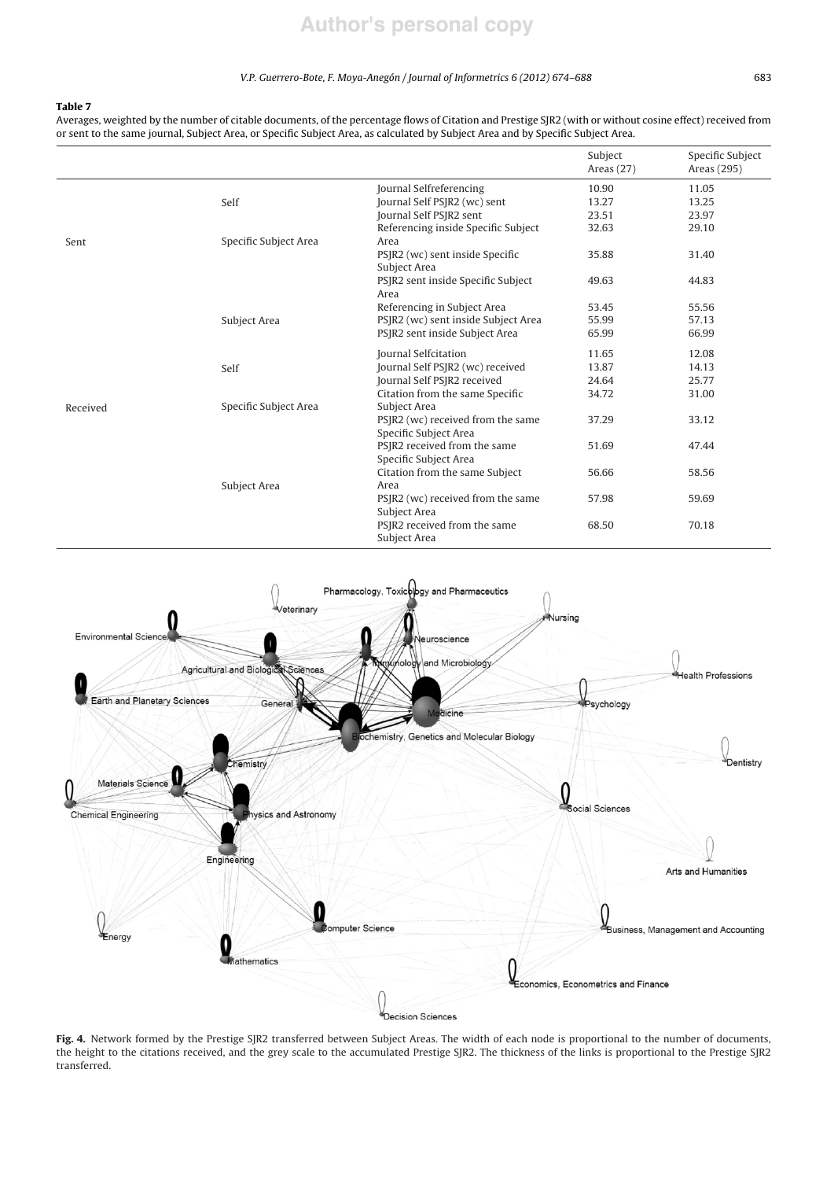**Table 7**

Averages, weighted by the number of citable documents, of the percentage flows of Citation and Prestige SJR2 (with or without cosine effect) received from or sent to the same journal, Subject Area, or Specific Subject Area, as calculated by Subject Area and by Specific Subject Area.

| | | | Subject Areas (27) | Specific Subject Areas (295) |
|---|---|---|---|---|
| Sent | Self | Journal Selfreferencing | 10.90 | 11.05 |
| | | Journal Self PSJR2 (wc) sent | 13.27 | 13.25 |
| | | Journal Self PSJR2 sent | 23.51 | 23.97 |
| | Specific Subject Area | Referencing inside Specific Subject Area | 32.63 | 29.10 |
| | | PSJR2 (wc) sent inside Specific Subject Area | 35.88 | 31.40 |
| | | PSJR2 sent inside Specific Subject Area | 49.63 | 44.83 |
| | Subject Area | Referencing in Subject Area | 53.45 | 55.56 |
| | | PSJR2 (wc) sent inside Subject Area | 55.99 | 57.13 |
| | | PSJR2 sent inside Subject Area | 65.99 | 66.99 |
| Received | Self | Journal Selfcitation | 11.65 | 12.08 |
| | | Journal Self PSJR2 (wc) received | 13.87 | 14.13 |
| | | Journal Self PSJR2 received | 24.64 | 25.77 |
| | Specific Subject Area | Citation from the same Specific Subject Area | 34.72 | 31.00 |
| | | PSJR2 (wc) received from the same Specific Subject Area | 37.29 | 33.12 |
| | | PSJR2 received from the same Specific Subject Area | 51.69 | 47.44 |
| | Subject Area | Citation from the same Subject Area | 56.66 | 58.56 |
| | | PSJR2 (wc) received from the same Subject Area | 57.98 | 59.69 |
| | | PSJR2 received from the same Subject Area | 68.50 | 70.18 |

Pharmacology, Toxicology and Pharmaceutics
Veterinary
Nursing
Environmental Science
Neuroscience
Immunology and Microbiology
Agricultural and Biological Sciences
Health Professions
Earth and Planetary Sciences
General
Medicine
Psychology
Biochemistry, Genetics and Molecular Biology
Dentistry
Chemistry
Materials Science
Chemical Engineering
Physics and Astronomy
Social Sciences
Engineering
Arts and Humanities
Energy
Computer Science
Business, Management and Accounting
Mathematics
Economics, Econometrics and Finance
Decision Sciences

**Fig. 4.** Network formed by the Prestige SJR2 transferred between Subject Areas. The width of each node is proportional to the number of documents, the height to the citations received, and the grey scale to the accumulated Prestige SJR2. The thickness of the links is proportional to the Prestige SJR2 transferred.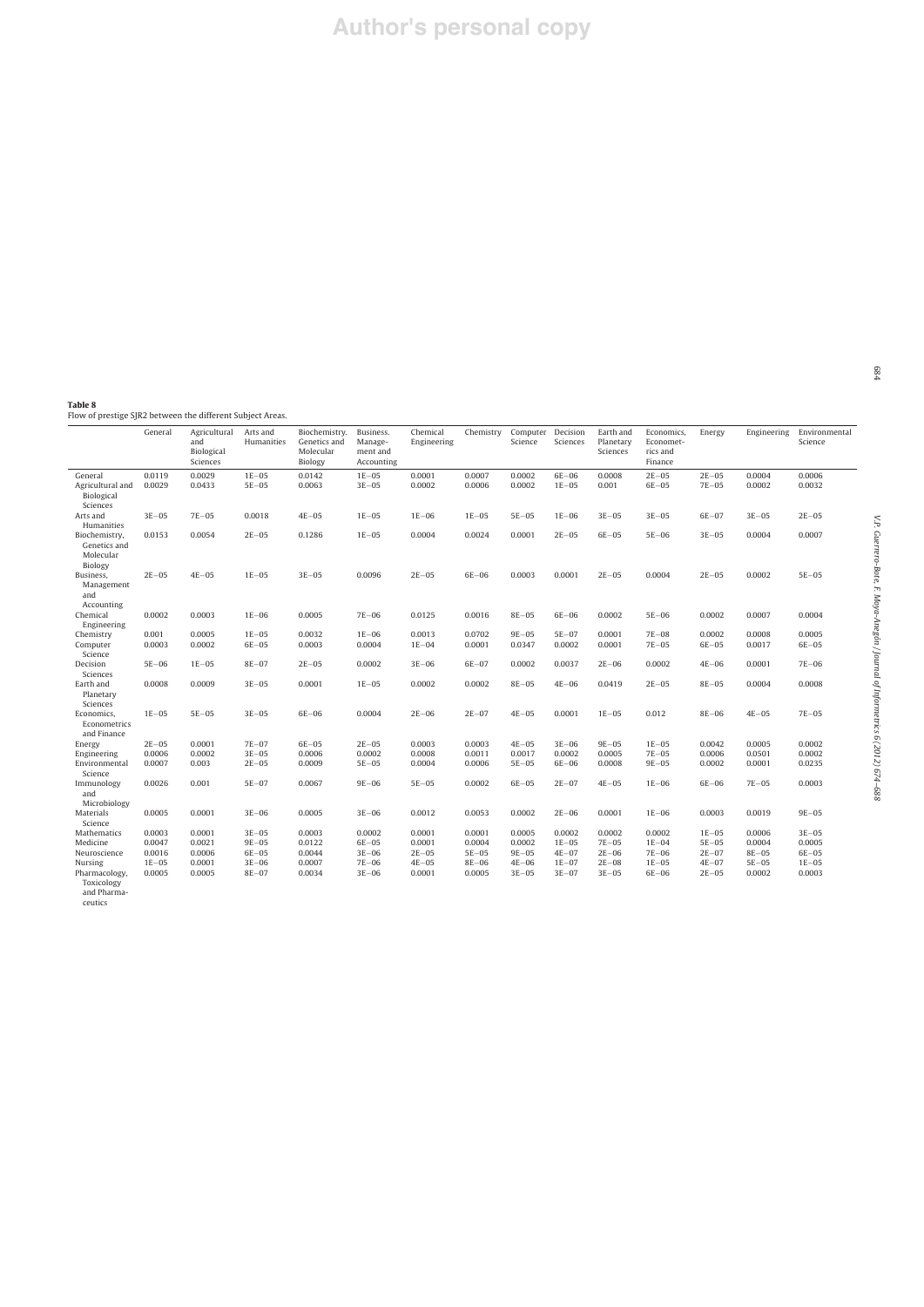**Table 8**
Flow of prestige SJR2 between the different Subject Areas.

| | General | Agricultural and Biological Sciences | Arts and Humanities | Biochemistry. Genetics and Molecular Biology | Business. Management and Accounting | Chemical Engineering | Chemistry | Computer Science | Decision Sciences | Earth and Planetary Sciences | Economics, Econometrics and Finance | Energy | Engineering | Environmental Science |
|---|---|---|---|---|---|---|---|---|---|---|---|---|---|---|
| General | 0.0119 | 0.0029 | 1E−05 | 0.0142 | 1E−05 | 0.0001 | 0.0007 | 0.0002 | 6E−06 | 0.0008 | 2E−05 | 2E−05 | 0.0004 | 0.0006 |
| Agricultural and Biological Sciences | 0.0029 | 0.0433 | 5E−05 | 0.0063 | 3E−05 | 0.0002 | 0.0006 | 0.0002 | 1E−05 | 0.001 | 6E−05 | 7E−05 | 0.0002 | 0.0032 |
| Arts and Humanities | 3E−05 | 7E−05 | 0.0018 | 4E−05 | 1E−05 | 1E−06 | 1E−05 | 5E−05 | 1E−06 | 3E−05 | 3E−05 | 6E−07 | 3E−05 | 2E−05 |
| Biochemistry, Genetics and Molecular Biology | 0.0153 | 0.0054 | 2E−05 | 0.1286 | 1E−05 | 0.0004 | 0.0024 | 0.0001 | 2E−05 | 6E−05 | 5E−06 | 3E−05 | 0.0004 | 0.0007 |
| Business, Management and Accounting | 2E−05 | 4E−05 | 1E−05 | 3E−05 | 0.0096 | 2E−05 | 6E−06 | 0.0003 | 0.0001 | 2E−05 | 0.0004 | 2E−05 | 0.0002 | 5E−05 |
| Chemical Engineering | 0.0002 | 0.0003 | 1E−06 | 0.0005 | 7E−06 | 0.0125 | 0.0016 | 8E−05 | 6E−06 | 0.0002 | 5E−06 | 0.0002 | 0.0007 | 0.0004 |
| Chemistry | 0.001 | 0.0005 | 1E−05 | 0.0032 | 1E−06 | 0.0013 | 0.0702 | 9E−05 | 5E−07 | 0.0001 | 7E−08 | 0.0002 | 0.0008 | 0.0005 |
| Computer Science | 0.0003 | 0.0002 | 6E−05 | 0.0003 | 0.0004 | 1E−04 | 0.0001 | 0.0347 | 0.0002 | 0.0001 | 7E−05 | 6E−05 | 0.0017 | 6E−05 |
| Decision Sciences | 5E−06 | 1E−05 | 8E−07 | 2E−05 | 0.0002 | 3E−06 | 6E−07 | 0.0002 | 0.0037 | 2E−06 | 0.0002 | 4E−06 | 0.0001 | 7E−06 |
| Earth and Planetary Sciences | 0.0008 | 0.0009 | 3E−05 | 0.0001 | 1E−05 | 0.0002 | 0.0002 | 8E−05 | 4E−06 | 0.0419 | 2E−05 | 8E−05 | 0.0004 | 0.0008 |
| Economics, Econometrics and Finance | 1E−05 | 5E−05 | 3E−05 | 6E−06 | 0.0004 | 2E−06 | 2E−07 | 4E−05 | 0.0001 | 1E−05 | 0.012 | 8E−06 | 4E−05 | 7E−05 |
| Energy | 2E−05 | 0.0001 | 7E−07 | 6E−05 | 2E−05 | 0.0003 | 0.0003 | 4E−05 | 3E−06 | 9E−05 | 1E−05 | 0.0042 | 0.0005 | 0.0002 |
| Engineering | 0.0006 | 0.0002 | 3E−05 | 0.0006 | 0.0002 | 0.0008 | 0.0011 | 0.0017 | 0.0002 | 0.0005 | 7E−05 | 0.0006 | 0.0501 | 0.0002 |
| Environmental Science | 0.0007 | 0.003 | 2E−05 | 0.0009 | 5E−05 | 0.0004 | 0.0006 | 5E−05 | 6E−06 | 0.0008 | 9E−05 | 0.0002 | 0.0001 | 0.0235 |
| Immunology and Microbiology | 0.0026 | 0.001 | 5E−07 | 0.0067 | 9E−06 | 5E−05 | 0.0002 | 6E−05 | 2E−07 | 4E−05 | 1E−06 | 6E−06 | 7E−05 | 0.0003 |
| Materials Science | 0.0005 | 0.0001 | 3E−06 | 0.0005 | 3E−06 | 0.0012 | 0.0053 | 0.0002 | 2E−06 | 0.0001 | 1E−06 | 0.0003 | 0.0019 | 9E−05 |
| Mathematics | 0.0003 | 0.0001 | 3E−05 | 0.0003 | 0.0002 | 0.0001 | 0.0001 | 0.0005 | 0.0002 | 0.0002 | 0.0002 | 1E−05 | 0.0006 | 3E−05 |
| Medicine | 0.0047 | 0.0021 | 9E−05 | 0.0122 | 6E−05 | 0.0001 | 0.0004 | 0.0002 | 1E−05 | 7E−05 | 1E−04 | 5E−05 | 0.0004 | 0.0005 |
| Neuroscience | 0.0016 | 0.0006 | 6E−05 | 0.0044 | 3E−06 | 2E−05 | 5E−05 | 9E−05 | 4E−07 | 2E−06 | 7E−06 | 2E−07 | 8E−05 | 6E−05 |
| Nursing | 1E−05 | 0.0001 | 3E−06 | 0.0007 | 7E−06 | 4E−05 | 8E−06 | 4E−06 | 1E−07 | 2E−08 | 1E−05 | 4E−07 | 5E−05 | 1E−05 |
| Pharmacology, Toxicology and Pharmaceutics | 0.0005 | 0.0005 | 8E−07 | 0.0034 | 3E−06 | 0.0001 | 0.0005 | 3E−05 | 3E−07 | 3E−05 | 6E−06 | 2E−05 | 0.0002 | 0.0003 |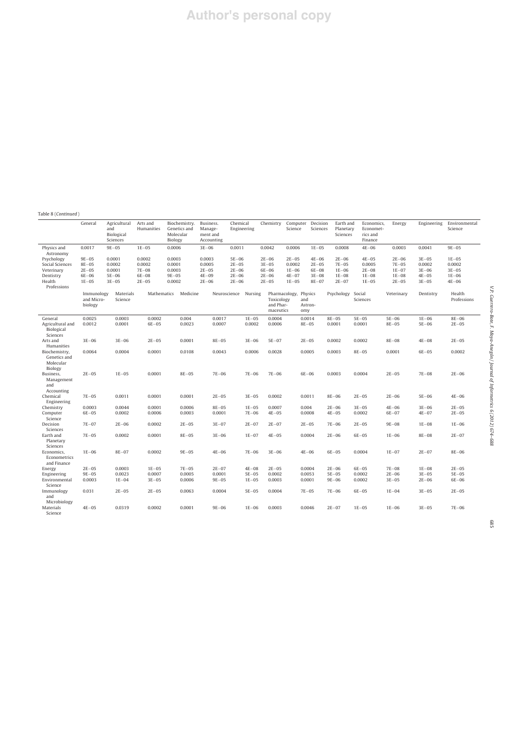Table 8 (*Continued*)

| | General | Agricultural and Biological Sciences | Arts and Humanities | Biochemistry, Genetics and Molecular Biology | Business, Management and Accounting | Chemical Engineering | Chemistry | Computer Science | Decision Sciences | Earth and Planetary Sciences | Economics, Econometrics and Finance | Energy | Engineering | Environmental Science |
|---|---|---|---|---|---|---|---|---|---|---|---|---|---|---|
| Physics and Astronomy | 0.0017 | 9E−05 | 1E−05 | 0.0006 | 3E−06 | 0.0011 | 0.0042 | 0.0006 | 1E−05 | 0.0008 | 4E−06 | 0.0003 | 0.0041 | 9E−05 |
| Psychology | 9E−05 | 0.0001 | 0.0002 | 0.0003 | 0.0003 | 5E−06 | 2E−06 | 2E−05 | 4E−06 | 2E−06 | 4E−05 | 2E−06 | 3E−05 | 1E−05 |
| Social Sciences | 8E−05 | 0.0002 | 0.0002 | 0.0001 | 0.0005 | 2E−05 | 3E−05 | 0.0002 | 2E−05 | 7E−05 | 0.0005 | 7E−05 | 0.0002 | 0.0002 |
| Veterinary | 2E−05 | 0.0001 | 7E−08 | 0.0003 | 2E−05 | 2E−06 | 6E−06 | 1E−06 | 6E−08 | 1E−06 | 2E−08 | 1E−07 | 3E−06 | 3E−05 |
| Dentistry | 6E−06 | 5E−06 | 6E−08 | 9E−05 | 4E−09 | 2E−06 | 2E−06 | 4E−07 | 3E−08 | 1E−08 | 1E−08 | 1E−08 | 4E−05 | 1E−06 |
| Health Professions | 1E−05 | 3E−05 | 2E−05 | 0.0002 | 2E−06 | 2E−06 | 2E−05 | 1E−05 | 8E−07 | 2E−07 | 1E−05 | 2E−05 | 3E−05 | 4E−06 |

| | Immunology and Microbiology | Materials Science | Mathematics | Medicine | Neuroscience | Nursing | Pharmacology, Toxicology and Pharmaceutics | Physics and Astronomy | Psychology | Social Sciences | Veterinary | Dentistry | Health Professions |
|---|---|---|---|---|---|---|---|---|---|---|---|---|---|
| General | 0.0025 | 0.0003 | 0.0002 | 0.004 | 0.0017 | 1E−05 | 0.0004 | 0.0014 | 8E−05 | 5E−05 | 5E−06 | 1E−06 | 8E−06 |
| Agricultural and Biological Sciences | 0.0012 | 0.0001 | 6E−05 | 0.0023 | 0.0007 | 0.0002 | 0.0006 | 8E−05 | 0.0001 | 0.0001 | 8E−05 | 5E−06 | 2E−05 |
| Arts and Humanities | 3E−06 | 3E−06 | 2E−05 | 0.0001 | 8E−05 | 3E−06 | 5E−07 | 2E−05 | 0.0002 | 0.0002 | 8E−08 | 4E−08 | 2E−05 |
| Biochemistry, Genetics and Molecular Biology | 0.0064 | 0.0004 | 0.0001 | 0.0108 | 0.0043 | 0.0006 | 0.0028 | 0.0005 | 0.0003 | 8E−05 | 0.0001 | 6E−05 | 0.0002 |
| Business, Management and Accounting | 2E−05 | 1E−05 | 0.0001 | 8E−05 | 7E−06 | 7E−06 | 7E−06 | 6E−06 | 0.0003 | 0.0004 | 2E−05 | 7E−08 | 2E−06 |
| Chemical Engineering | 7E−05 | 0.0011 | 0.0001 | 0.0001 | 2E−05 | 3E−05 | 0.0002 | 0.0011 | 8E−06 | 2E−05 | 2E−06 | 5E−06 | 4E−06 |
| Chemistry | 0.0003 | 0.0044 | 0.0001 | 0.0006 | 8E−05 | 1E−05 | 0.0007 | 0.004 | 2E−06 | 3E−05 | 4E−06 | 3E−06 | 2E−05 |
| Computer Science | 6E−05 | 0.0002 | 0.0006 | 0.0003 | 0.0001 | 7E−06 | 4E−05 | 0.0008 | 4E−05 | 0.0002 | 6E−07 | 4E−07 | 2E−05 |
| Decision Sciences | 7E−07 | 2E−06 | 0.0002 | 2E−05 | 3E−07 | 2E−07 | 2E−07 | 2E−05 | 7E−06 | 2E−05 | 9E−08 | 1E−08 | 1E−06 |
| Earth and Planetary Sciences | 7E−05 | 0.0002 | 0.0001 | 8E−05 | 3E−06 | 1E−07 | 4E−05 | 0.0004 | 2E−06 | 6E−05 | 1E−06 | 8E−08 | 2E−07 |
| Economics, Econometrics and Finance | 1E−06 | 8E−07 | 0.0002 | 9E−05 | 4E−06 | 7E−06 | 3E−06 | 4E−06 | 6E−05 | 0.0004 | 1E−07 | 2E−07 | 8E−06 |
| Energy | 2E−05 | 0.0003 | 1E−05 | 7E−05 | 2E−07 | 4E−08 | 2E−05 | 0.0004 | 2E−06 | 6E−05 | 7E−08 | 1E−08 | 2E−05 |
| Engineering | 9E−05 | 0.0023 | 0.0007 | 0.0005 | 0.0001 | 5E−05 | 0.0002 | 0.0053 | 5E−05 | 0.0002 | 2E−06 | 3E−05 | 5E−05 |
| Environmental Science | 0.0003 | 1E−04 | 3E−05 | 0.0006 | 9E−05 | 1E−05 | 0.0003 | 0.0001 | 9E−06 | 0.0002 | 3E−05 | 2E−06 | 6E−06 |
| Immunology and Microbiology | 0.031 | 2E−05 | 2E−05 | 0.0063 | 0.0004 | 5E−05 | 0.0004 | 7E−05 | 7E−06 | 6E−05 | 1E−04 | 3E−05 | 2E−05 |
| Materials Science | 4E−05 | 0.0319 | 0.0002 | 0.0001 | 9E−06 | 1E−06 | 0.0003 | 0.0046 | 2E−07 | 1E−05 | 1E−06 | 3E−05 | 7E−06 |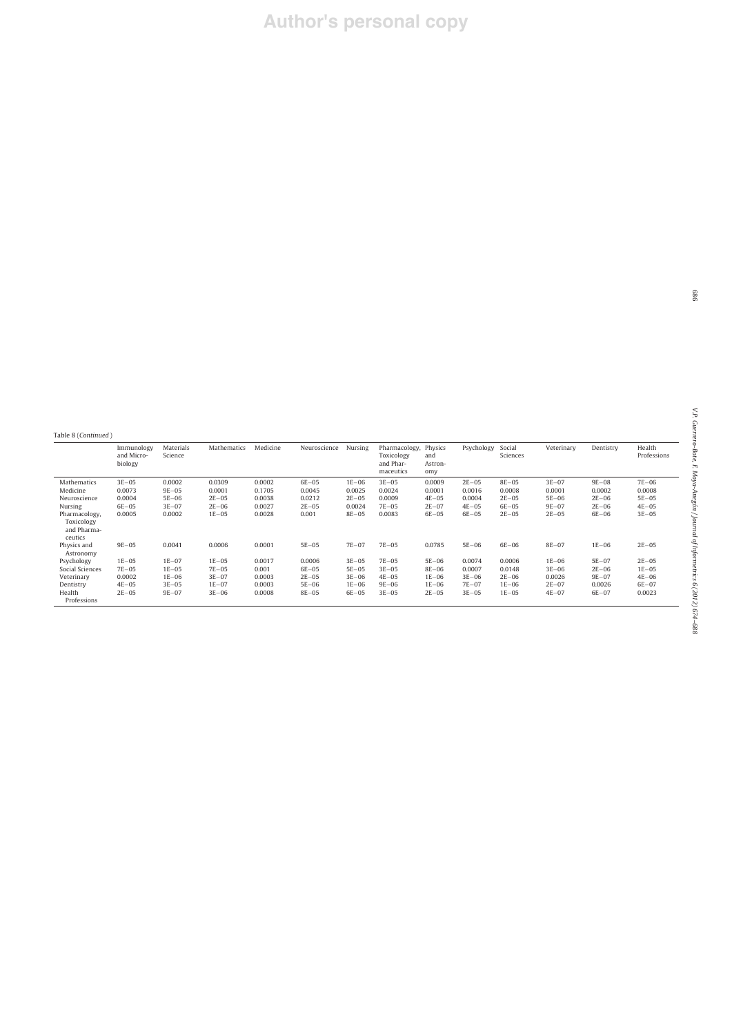Table 8 (*Continued*)

| | Immunology and Micro-biology | Materials Science | Mathematics | Medicine | Neuroscience | Nursing | Pharmacology, Toxicology and Phar-maceutics | Physics and Astron-omy | Psychology | Social Sciences | Veterinary | Dentistry | Health Professions |
|---|---|---|---|---|---|---|---|---|---|---|---|---|---|
| Mathematics | 3E−05 | 0.0002 | 0.0309 | 0.0002 | 6E−05 | 1E−06 | 3E−05 | 0.0009 | 2E−05 | 8E−05 | 3E−07 | 9E−08 | 7E−06 |
| Medicine | 0.0073 | 9E−05 | 0.0001 | 0.1705 | 0.0045 | 0.0025 | 0.0024 | 0.0001 | 0.0016 | 0.0008 | 0.0001 | 0.0002 | 0.0008 |
| Neuroscience | 0.0004 | 5E−06 | 2E−05 | 0.0038 | 0.0212 | 2E−05 | 0.0009 | 4E−05 | 0.0004 | 2E−05 | 5E−06 | 2E−06 | 5E−05 |
| Nursing | 6E−05 | 3E−07 | 2E−06 | 0.0027 | 2E−05 | 0.0024 | 7E−05 | 2E−07 | 4E−05 | 6E−05 | 9E−07 | 2E−06 | 4E−05 |
| Pharmacology, Toxicology and Pharma-ceutics | 0.0005 | 0.0002 | 1E−05 | 0.0028 | 0.001 | 8E−05 | 0.0083 | 6E−05 | 6E−05 | 2E−05 | 2E−05 | 6E−06 | 3E−05 |
| Physics and Astronomy | 9E−05 | 0.0041 | 0.0006 | 0.0001 | 5E−05 | 7E−07 | 7E−05 | 0.0785 | 5E−06 | 6E−06 | 8E−07 | 1E−06 | 2E−05 |
| Psychology | 1E−05 | 1E−07 | 1E−05 | 0.0017 | 0.0006 | 3E−05 | 7E−05 | 5E−06 | 0.0074 | 0.0006 | 1E−06 | 5E−07 | 2E−05 |
| Social Sciences | 7E−05 | 1E−05 | 7E−05 | 0.001 | 6E−05 | 5E−05 | 3E−05 | 8E−06 | 0.0007 | 0.0148 | 3E−06 | 2E−06 | 1E−05 |
| Veterinary | 0.0002 | 1E−06 | 3E−07 | 0.0003 | 2E−05 | 3E−06 | 4E−05 | 1E−06 | 3E−06 | 2E−06 | 0.0026 | 9E−07 | 4E−06 |
| Dentistry | 4E−05 | 3E−05 | 1E−07 | 0.0003 | 5E−06 | 1E−06 | 9E−06 | 1E−06 | 7E−07 | 1E−06 | 2E−07 | 0.0026 | 6E−07 |
| Health Professions | 2E−05 | 9E−07 | 3E−06 | 0.0008 | 8E−05 | 6E−05 | 3E−05 | 2E−05 | 3E−05 | 1E−05 | 4E−07 | 6E−07 | 0.0023 |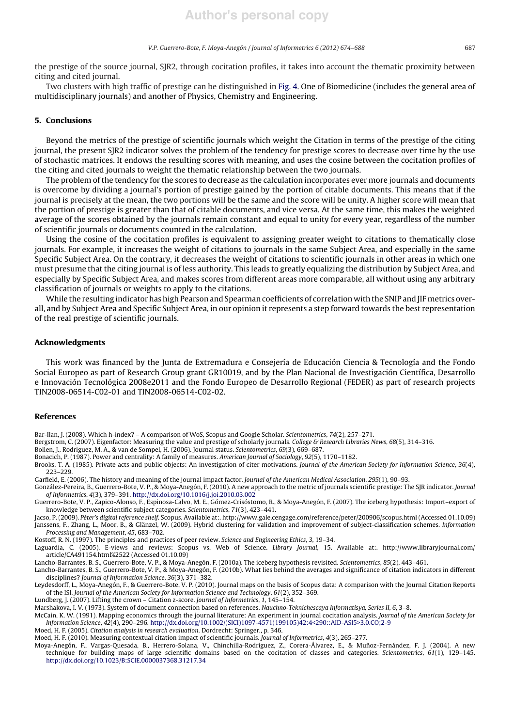the prestige of the source journal, SJR2, through cocitation profiles, it takes into account the thematic proximity between citing and cited journal.

Two clusters with high traffic of prestige can be distinguished in Fig. 4. One of Biomedicine (includes the general area of multidisciplinary journals) and another of Physics, Chemistry and Engineering.

## 5. Conclusions

Beyond the metrics of the prestige of scientific journals which weight the Citation in terms of the prestige of the citing journal, the present SJR2 indicator solves the problem of the tendency for prestige scores to decrease over time by the use of stochastic matrices. It endows the resulting scores with meaning, and uses the cosine between the cocitation profiles of the citing and cited journals to weight the thematic relationship between the two journals.

The problem of the tendency for the scores to decrease as the calculation incorporates ever more journals and documents is overcome by dividing a journal's portion of prestige gained by the portion of citable documents. This means that if the journal is precisely at the mean, the two portions will be the same and the score will be unity. A higher score will mean that the portion of prestige is greater than that of citable documents, and vice versa. At the same time, this makes the weighted average of the scores obtained by the journals remain constant and equal to unity for every year, regardless of the number of scientific journals or documents counted in the calculation.

Using the cosine of the cocitation profiles is equivalent to assigning greater weight to citations to thematically close journals. For example, it increases the weight of citations to journals in the same Subject Area, and especially in the same Specific Subject Area. On the contrary, it decreases the weight of citations to scientific journals in other areas in which one must presume that the citing journal is of less authority. This leads to greatly equalizing the distribution by Subject Area, and especially by Specific Subject Area, and makes scores from different areas more comparable, all without using any arbitrary classification of journals or weights to apply to the citations.

While the resulting indicator has high Pearson and Spearman coefficients of correlation with the SNIP and JIF metrics overall, and by Subject Area and Specific Subject Area, in our opinion it represents a step forward towards the best representation of the real prestige of scientific journals.

## Acknowledgments

This work was financed by the Junta de Extremadura e Consejería de Educación Ciencia & Tecnología and the Fondo Social Europeo as part of Research Group grant GR10019, and by the Plan Nacional de Investigación Científica, Desarrollo e Innovación Tecnológica 2008e2011 and the Fondo Europeo de Desarrollo Regional (FEDER) as part of research projects TIN2008-06514-C02-01 and TIN2008-06514-C02-02.

## References

Bar-Ilan, J. (2008). Which h-index? – A comparison of WoS, Scopus and Google Scholar. *Scientometrics*, *74*(2), 257–271.

Bergstrom, C. (2007). Eigenfactor: Measuring the value and prestige of scholarly journals. *College & Research Libraries News*, *68*(5), 314–316.

Bollen, J., Rodriguez, M. A., & van de Sompel, H. (2006). Journal status. *Scientometrics*, *69*(3), 669–687.

Bonacich, P. (1987). Power and centrality: A family of measures. *American Journal of Sociology*, *92*(5), 1170–1182.

Brooks, T. A. (1985). Private acts and public objects: An investigation of citer motivations. *Journal of the American Society for Information Science*, *36*(4), 223–229.

Garfield, E. (2006). The history and meaning of the journal impact factor. *Journal of the American Medical Association*, *295*(1), 90–93.

González-Pereira, B., Guerrero-Bote, V. P., & Moya-Anegón, F. (2010). A new approach to the metric of journals scientific prestige: The SJR indicator. *Journal of Informetrics*, *4*(3), 379–391. http://dx.doi.org/10.1016/j.joi.2010.03.002

Guerrero-Bote, V. P., Zapico-Alonso, F., Espinosa-Calvo, M. E., Gómez-Crisóstomo, R., & Moya-Anegón, F. (2007). The iceberg hypothesis: Import–export of knowledge between scientific subject categories. *Scientometrics*, *71*(3), 423–441.

Jacso, P. (2009). *Péter's digital reference shelf*. Scopus. Available at:. http://www.gale.cengage.com/reference/peter/200906/scopus.html (Accessed 01.10.09)

Janssens, F., Zhang, L., Moor, B., & Glänzel, W. (2009). Hybrid clustering for validation and improvement of subject-classification schemes. *Information Processing and Management*, *45*, 683–702.

Kostoff, R. N. (1997). The principles and practices of peer review. *Science and Engineering Ethics*, *3*, 19–34.

Laguardia, C. (2005). E-views and reviews: Scopus vs. Web of Science. *Library Journal*, 15. Available at:. http://www.libraryjournal.com/article/CA491154.html%2522 (Accessed 01.10.09)

Lancho-Barrantes, B. S., Guerrero-Bote, V. P., & Moya-Anegón, F. (2010a). The iceberg hypothesis revisited. *Scientometrics*, *85*(2), 443–461.

Lancho-Barrantes, B. S., Guerrero-Bote, V. P., & Moya-Anegón, F. (2010b). What lies behind the averages and significance of citation indicators in different disciplines? *Journal of Information Science*, *36*(3), 371–382.

Leydesdorff, L., Moya-Anegón, F., & Guerrero-Bote, V. P. (2010). Journal maps on the basis of Scopus data: A comparison with the Journal Citation Reports of the ISI. *Journal of the American Society for Information Science and Technology*, *61*(2), 352–369.

Lundberg, J. (2007). Lifting the crown – Citation z-score. *Journal of Informetrics*, *1*, 145–154.

Marshakova, I. V. (1973). System of document connection based on references. *Nauchno-Teknichescaya Informatisya, Series II*, *6*, 3–8.

McCain, K. W. (1991). Mapping economics through the journal literature: An experiment in journal cocitation analysis. *Journal of the American Society for Information Science*, *42*(4), 290–296. http://dx.doi.org/10.1002/(SICI)1097-4571(199105)42:4<290::AID-ASI5>3.0.CO;2-9

Moed, H. F. (2005). *Citation analysis in research evaluation*. Dordrecht: Springer., p. 346.

Moed, H. F. (2010). Measuring contextual citation impact of scientific journals. *Journal of Informetrics*, *4*(3), 265–277.

Moya-Anegón, F., Vargas-Quesada, B., Herrero-Solana, V., Chinchilla-Rodríguez, Z., Corera-Álvarez, E., & Muñoz-Fernández, F. J. (2004). A new technique for building maps of large scientific domains based on the cocitation of classes and categories. *Scientometrics*, *61*(1), 129–145. http://dx.doi.org/10.1023/B:SCIE.0000037368.31217.34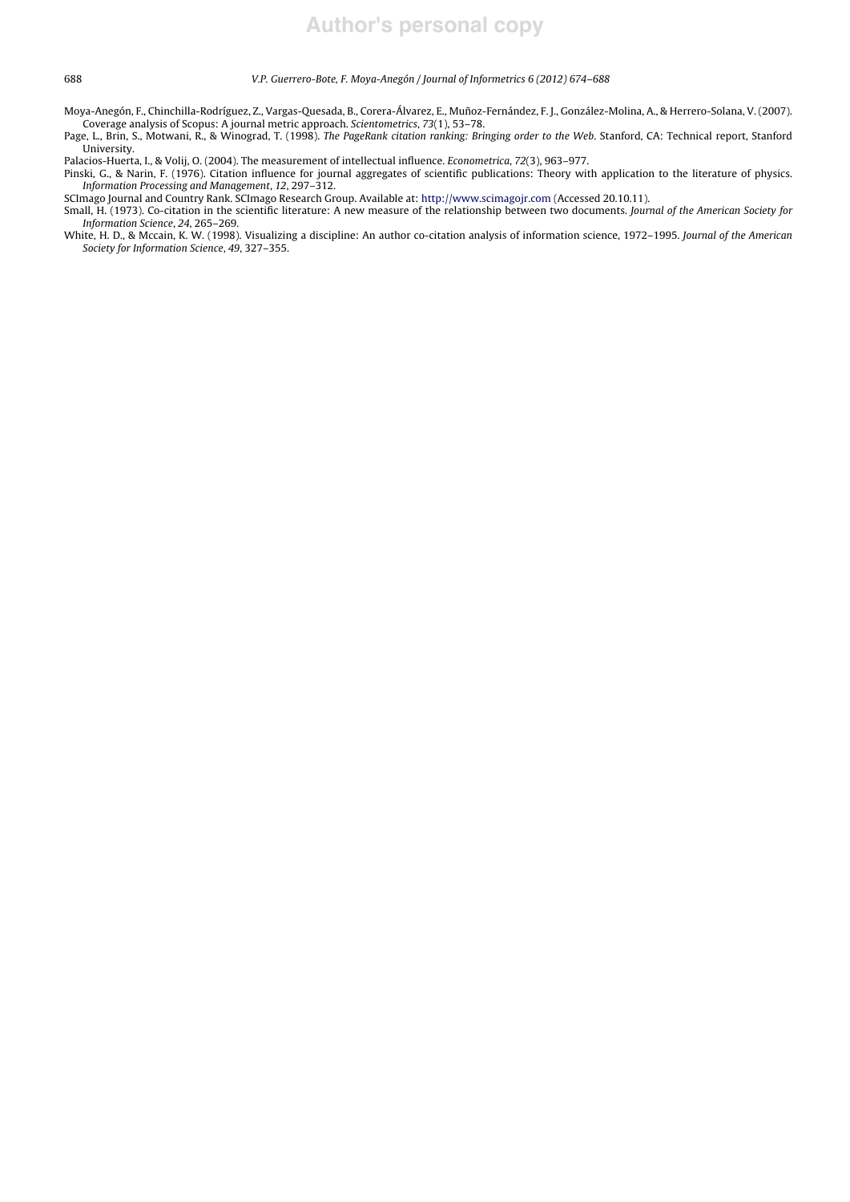Moya-Anegón, F., Chinchilla-Rodríguez, Z., Vargas-Quesada, B., Corera-Álvarez, E., Muñoz-Fernández, F. J., González-Molina, A., & Herrero-Solana, V. (2007). Coverage analysis of Scopus: A journal metric approach. *Scientometrics*, *73*(1), 53–78.

Page, L., Brin, S., Motwani, R., & Winograd, T. (1998). *The PageRank citation ranking: Bringing order to the Web*. Stanford, CA: Technical report, Stanford University.

Palacios-Huerta, I., & Volij, O. (2004). The measurement of intellectual influence. *Econometrica*, *72*(3), 963–977.

Pinski, G., & Narin, F. (1976). Citation influence for journal aggregates of scientific publications: Theory with application to the literature of physics. *Information Processing and Management*, *12*, 297–312.

SCImago Journal and Country Rank. SCImago Research Group. Available at: http://www.scimagojr.com (Accessed 20.10.11).

Small, H. (1973). Co-citation in the scientific literature: A new measure of the relationship between two documents. *Journal of the American Society for Information Science*, *24*, 265–269.

White, H. D., & Mccain, K. W. (1998). Visualizing a discipline: An author co-citation analysis of information science, 1972–1995. *Journal of the American Society for Information Science*, *49*, 327–355.